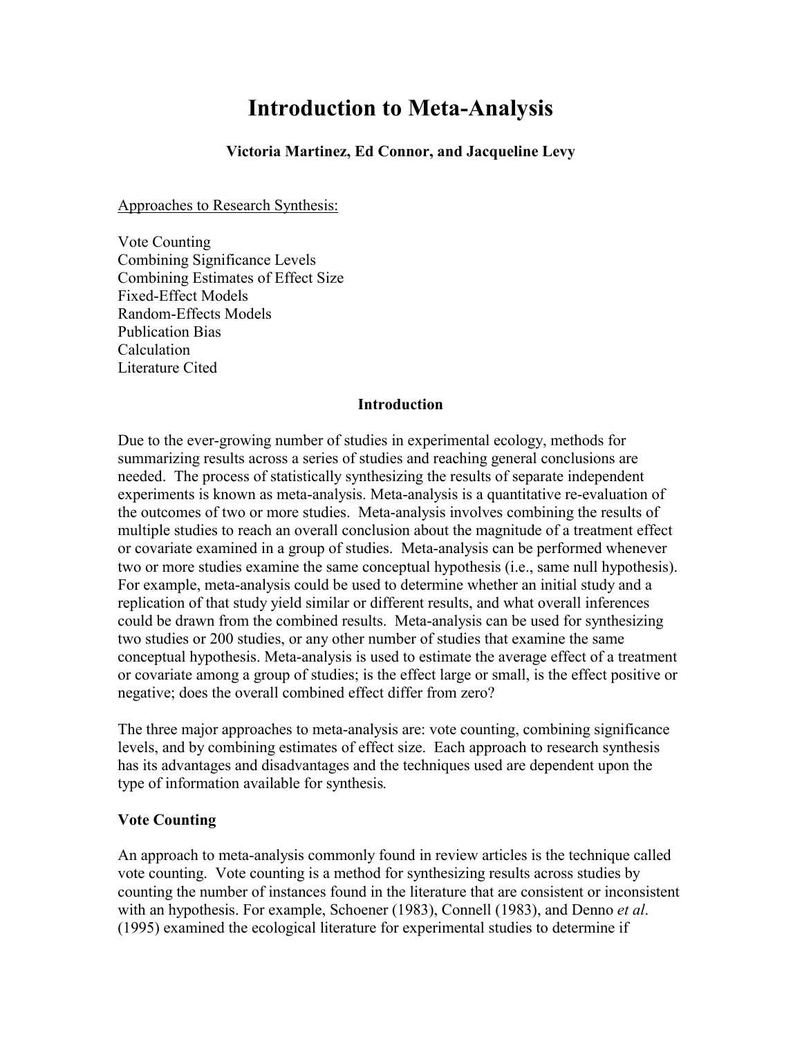# Introduction to Meta-Analysis

**Victoria Martinez, Ed Connor, and Jacqueline Levy**

Approaches to Research Synthesis:

Vote Counting
Combining Significance Levels
Combining Estimates of Effect Size
Fixed-Effect Models
Random-Effects Models
Publication Bias
Calculation
Literature Cited

## Introduction

Due to the ever-growing number of studies in experimental ecology, methods for summarizing results across a series of studies and reaching general conclusions are needed. The process of statistically synthesizing the results of separate independent experiments is known as meta-analysis. Meta-analysis is a quantitative re-evaluation of the outcomes of two or more studies. Meta-analysis involves combining the results of multiple studies to reach an overall conclusion about the magnitude of a treatment effect or covariate examined in a group of studies. Meta-analysis can be performed whenever two or more studies examine the same conceptual hypothesis (i.e., same null hypothesis). For example, meta-analysis could be used to determine whether an initial study and a replication of that study yield similar or different results, and what overall inferences could be drawn from the combined results. Meta-analysis can be used for synthesizing two studies or 200 studies, or any other number of studies that examine the same conceptual hypothesis. Meta-analysis is used to estimate the average effect of a treatment or covariate among a group of studies; is the effect large or small, is the effect positive or negative; does the overall combined effect differ from zero?

The three major approaches to meta-analysis are: vote counting, combining significance levels, and by combining estimates of effect size. Each approach to research synthesis has its advantages and disadvantages and the techniques used are dependent upon the type of information available for synthesis.

### Vote Counting

An approach to meta-analysis commonly found in review articles is the technique called vote counting. Vote counting is a method for synthesizing results across studies by counting the number of instances found in the literature that are consistent or inconsistent with an hypothesis. For example, Schoener (1983), Connell (1983), and Denno *et al*. (1995) examined the ecological literature for experimental studies to determine if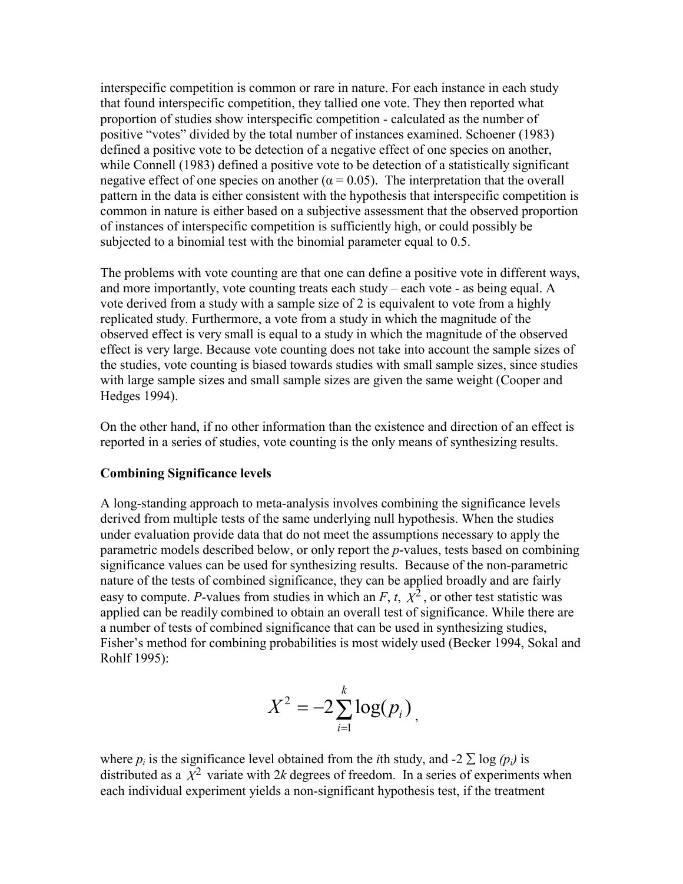interspecific competition is common or rare in nature. For each instance in each study that found interspecific competition, they tallied one vote. They then reported what proportion of studies show interspecific competition - calculated as the number of positive "votes" divided by the total number of instances examined. Schoener (1983) defined a positive vote to be detection of a negative effect of one species on another, while Connell (1983) defined a positive vote to be detection of a statistically significant negative effect of one species on another ($\alpha = 0.05$). The interpretation that the overall pattern in the data is either consistent with the hypothesis that interspecific competition is common in nature is either based on a subjective assessment that the observed proportion of instances of interspecific competition is sufficiently high, or could possibly be subjected to a binomial test with the binomial parameter equal to 0.5.

The problems with vote counting are that one can define a positive vote in different ways, and more importantly, vote counting treats each study – each vote - as being equal. A vote derived from a study with a sample size of 2 is equivalent to vote from a highly replicated study. Furthermore, a vote from a study in which the magnitude of the observed effect is very small is equal to a study in which the magnitude of the observed effect is very large. Because vote counting does not take into account the sample sizes of the studies, vote counting is biased towards studies with small sample sizes, since studies with large sample sizes and small sample sizes are given the same weight (Cooper and Hedges 1994).

On the other hand, if no other information than the existence and direction of an effect is reported in a series of studies, vote counting is the only means of synthesizing results.

**Combining Significance levels**

A long-standing approach to meta-analysis involves combining the significance levels derived from multiple tests of the same underlying null hypothesis. When the studies under evaluation provide data that do not meet the assumptions necessary to apply the parametric models described below, or only report the *p*-values, tests based on combining significance values can be used for synthesizing results. Because of the non-parametric nature of the tests of combined significance, they can be applied broadly and are fairly easy to compute. *P*-values from studies in which an $F$, $t$, $X^2$, or other test statistic was applied can be readily combined to obtain an overall test of significance. While there are a number of tests of combined significance that can be used in synthesizing studies, Fisher's method for combining probabilities is most widely used (Becker 1994, Sokal and Rohlf 1995):

$$X^2 = -2\sum_{i=1}^{k} \log(p_i),$$

where $p_i$ is the significance level obtained from the $i$th study, and $-2 \sum \log(p_i)$ is distributed as a $X^2$ variate with $2k$ degrees of freedom. In a series of experiments when each individual experiment yields a non-significant hypothesis test, if the treatment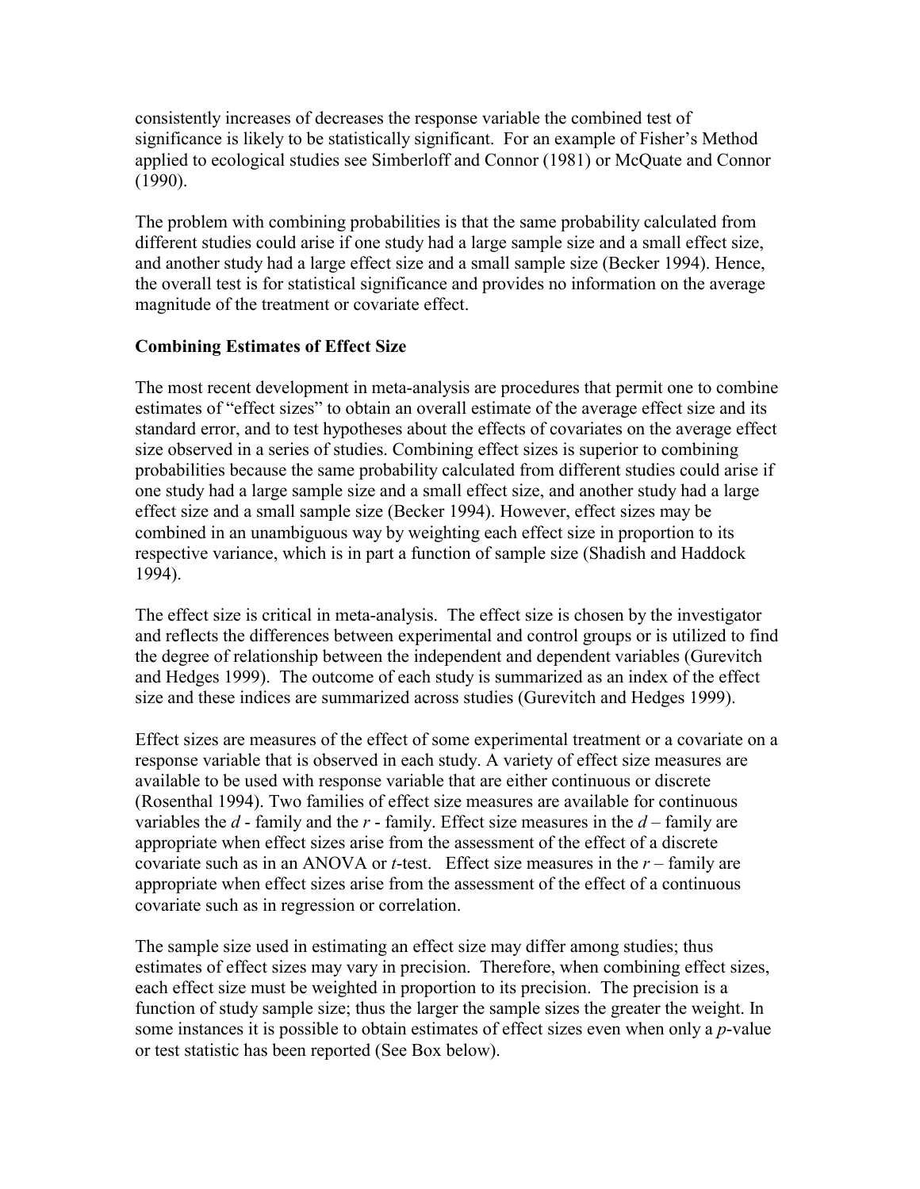consistently increases of decreases the response variable the combined test of significance is likely to be statistically significant. For an example of Fisher's Method applied to ecological studies see Simberloff and Connor (1981) or McQuate and Connor (1990).

The problem with combining probabilities is that the same probability calculated from different studies could arise if one study had a large sample size and a small effect size, and another study had a large effect size and a small sample size (Becker 1994). Hence, the overall test is for statistical significance and provides no information on the average magnitude of the treatment or covariate effect.

**Combining Estimates of Effect Size**

The most recent development in meta-analysis are procedures that permit one to combine estimates of "effect sizes" to obtain an overall estimate of the average effect size and its standard error, and to test hypotheses about the effects of covariates on the average effect size observed in a series of studies. Combining effect sizes is superior to combining probabilities because the same probability calculated from different studies could arise if one study had a large sample size and a small effect size, and another study had a large effect size and a small sample size (Becker 1994). However, effect sizes may be combined in an unambiguous way by weighting each effect size in proportion to its respective variance, which is in part a function of sample size (Shadish and Haddock 1994).

The effect size is critical in meta-analysis. The effect size is chosen by the investigator and reflects the differences between experimental and control groups or is utilized to find the degree of relationship between the independent and dependent variables (Gurevitch and Hedges 1999). The outcome of each study is summarized as an index of the effect size and these indices are summarized across studies (Gurevitch and Hedges 1999).

Effect sizes are measures of the effect of some experimental treatment or a covariate on a response variable that is observed in each study. A variety of effect size measures are available to be used with response variable that are either continuous or discrete (Rosenthal 1994). Two families of effect size measures are available for continuous variables the *d* - family and the *r* - family. Effect size measures in the *d* – family are appropriate when effect sizes arise from the assessment of the effect of a discrete covariate such as in an ANOVA or *t*-test. Effect size measures in the *r* – family are appropriate when effect sizes arise from the assessment of the effect of a continuous covariate such as in regression or correlation.

The sample size used in estimating an effect size may differ among studies; thus estimates of effect sizes may vary in precision. Therefore, when combining effect sizes, each effect size must be weighted in proportion to its precision. The precision is a function of study sample size; thus the larger the sample sizes the greater the weight. In some instances it is possible to obtain estimates of effect sizes even when only a *p*-value or test statistic has been reported (See Box below).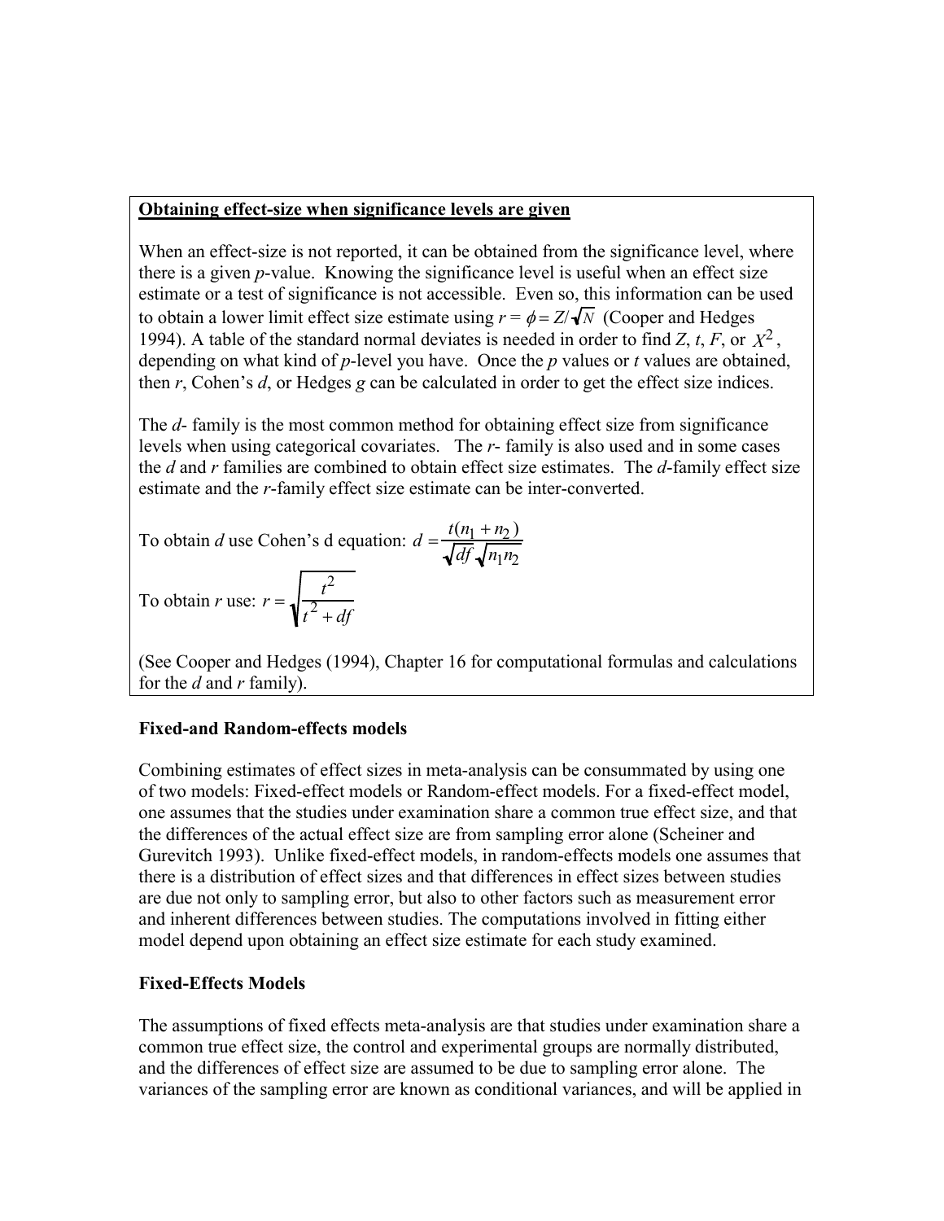**Obtaining effect-size when significance levels are given**

When an effect-size is not reported, it can be obtained from the significance level, where there is a given *p*-value. Knowing the significance level is useful when an effect size estimate or a test of significance is not accessible. Even so, this information can be used to obtain a lower limit effect size estimate using $r = \phi = Z/\sqrt{N}$ (Cooper and Hedges 1994). A table of the standard normal deviates is needed in order to find *Z*, *t*, *F*, or $X^2$, depending on what kind of *p*-level you have. Once the *p* values or *t* values are obtained, then *r*, Cohen's *d*, or Hedges *g* can be calculated in order to get the effect size indices.

The *d*- family is the most common method for obtaining effect size from significance levels when using categorical covariates. The *r*- family is also used and in some cases the *d* and *r* families are combined to obtain effect size estimates. The *d*-family effect size estimate and the *r*-family effect size estimate can be inter-converted.

To obtain *d* use Cohen's d equation: $d = \dfrac{t(n_1 + n_2)}{\sqrt{df}\sqrt{n_1 n_2}}$

To obtain *r* use: $r = \sqrt{\dfrac{t^2}{t^2 + df}}$

(See Cooper and Hedges (1994), Chapter 16 for computational formulas and calculations for the *d* and *r* family).

### Fixed-and Random-effects models

Combining estimates of effect sizes in meta-analysis can be consummated by using one of two models: Fixed-effect models or Random-effect models. For a fixed-effect model, one assumes that the studies under examination share a common true effect size, and that the differences of the actual effect size are from sampling error alone (Scheiner and Gurevitch 1993). Unlike fixed-effect models, in random-effects models one assumes that there is a distribution of effect sizes and that differences in effect sizes between studies are due not only to sampling error, but also to other factors such as measurement error and inherent differences between studies. The computations involved in fitting either model depend upon obtaining an effect size estimate for each study examined.

### Fixed-Effects Models

The assumptions of fixed effects meta-analysis are that studies under examination share a common true effect size, the control and experimental groups are normally distributed, and the differences of effect size are assumed to be due to sampling error alone. The variances of the sampling error are known as conditional variances, and will be applied in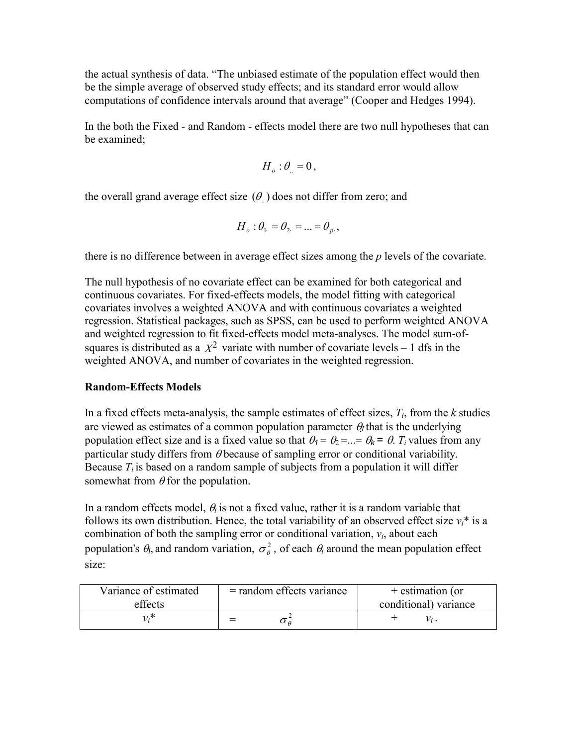the actual synthesis of data. "The unbiased estimate of the population effect would then be the simple average of observed study effects; and its standard error would allow computations of confidence intervals around that average" (Cooper and Hedges 1994).

In the both the Fixed - and Random - effects model there are two null hypotheses that can be examined;

$$H_o : \theta_{..} = 0,$$

the overall grand average effect size $(\theta_{..})$ does not differ from zero; and

$$H_o : \theta_{1\cdot} = \theta_{2\cdot} = ... = \theta_{p\cdot},$$

there is no difference between in average effect sizes among the *p* levels of the covariate.

The null hypothesis of no covariate effect can be examined for both categorical and continuous covariates. For fixed-effects models, the model fitting with categorical covariates involves a weighted ANOVA and with continuous covariates a weighted regression. Statistical packages, such as SPSS, can be used to perform weighted ANOVA and weighted regression to fit fixed-effects model meta-analyses. The model sum-of-squares is distributed as a $X^2$ variate with number of covariate levels – 1 dfs in the weighted ANOVA, and number of covariates in the weighted regression.

**Random-Effects Models**

In a fixed effects meta-analysis, the sample estimates of effect sizes, $T_i$, from the *k* studies are viewed as estimates of a common population parameter $\theta_l$ that is the underlying population effect size and is a fixed value so that $\theta_1 = \theta_2 = ... = \theta_k = \theta$. $T_i$ values from any particular study differs from $\theta$ because of sampling error or conditional variability. Because $T_i$ is based on a random sample of subjects from a population it will differ somewhat from $\theta$ for the population.

In a random effects model, $\theta_i$ is not a fixed value, rather it is a random variable that follows its own distribution. Hence, the total variability of an observed effect size $v_i$* is a combination of both the sampling error or conditional variation, $v_i$, about each population's $\theta_l$, and random variation, $\sigma_\theta^2$, of each $\theta_i$ around the mean population effect size:

| Variance of estimated effects | = random effects variance | + estimation (or conditional) variance |
|---|---|---|
| $v_i$* | = $\sigma_\theta^2$ | + $v_i$ . |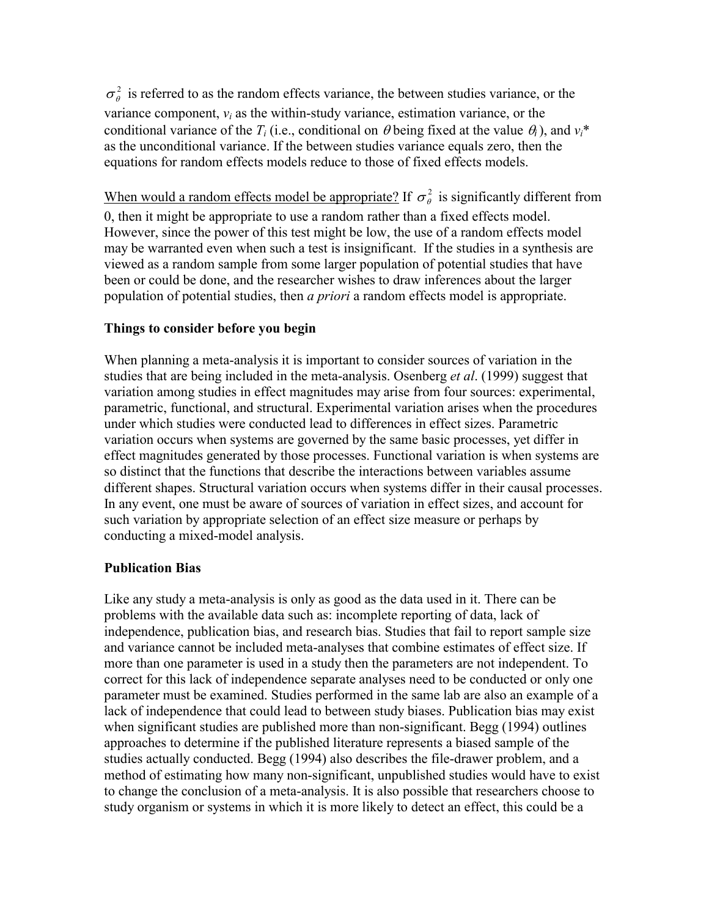$\sigma_\theta^2$ is referred to as the random effects variance, the between studies variance, or the variance component, $v_i$ as the within-study variance, estimation variance, or the conditional variance of the $T_i$ (i.e., conditional on $\theta$ being fixed at the value $\theta_i$), and $v_i$* as the unconditional variance. If the between studies variance equals zero, then the equations for random effects models reduce to those of fixed effects models.

When would a random effects model be appropriate? If $\sigma_\theta^2$ is significantly different from 0, then it might be appropriate to use a random rather than a fixed effects model. However, since the power of this test might be low, the use of a random effects model may be warranted even when such a test is insignificant. If the studies in a synthesis are viewed as a random sample from some larger population of potential studies that have been or could be done, and the researcher wishes to draw inferences about the larger population of potential studies, then *a priori* a random effects model is appropriate.

### Things to consider before you begin

When planning a meta-analysis it is important to consider sources of variation in the studies that are being included in the meta-analysis. Osenberg *et al*. (1999) suggest that variation among studies in effect magnitudes may arise from four sources: experimental, parametric, functional, and structural. Experimental variation arises when the procedures under which studies were conducted lead to differences in effect sizes. Parametric variation occurs when systems are governed by the same basic processes, yet differ in effect magnitudes generated by those processes. Functional variation is when systems are so distinct that the functions that describe the interactions between variables assume different shapes. Structural variation occurs when systems differ in their causal processes. In any event, one must be aware of sources of variation in effect sizes, and account for such variation by appropriate selection of an effect size measure or perhaps by conducting a mixed-model analysis.

### Publication Bias

Like any study a meta-analysis is only as good as the data used in it. There can be problems with the available data such as: incomplete reporting of data, lack of independence, publication bias, and research bias. Studies that fail to report sample size and variance cannot be included meta-analyses that combine estimates of effect size. If more than one parameter is used in a study then the parameters are not independent. To correct for this lack of independence separate analyses need to be conducted or only one parameter must be examined. Studies performed in the same lab are also an example of a lack of independence that could lead to between study biases. Publication bias may exist when significant studies are published more than non-significant. Begg (1994) outlines approaches to determine if the published literature represents a biased sample of the studies actually conducted. Begg (1994) also describes the file-drawer problem, and a method of estimating how many non-significant, unpublished studies would have to exist to change the conclusion of a meta-analysis. It is also possible that researchers choose to study organism or systems in which it is more likely to detect an effect, this could be a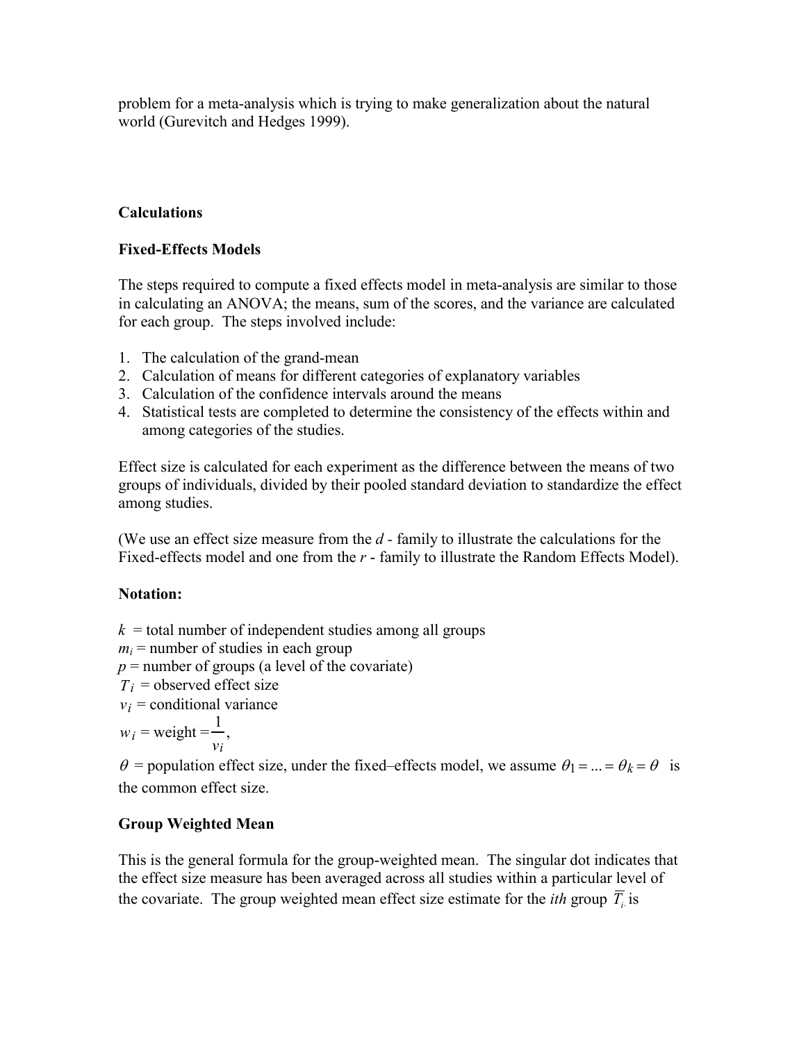problem for a meta-analysis which is trying to make generalization about the natural world (Gurevitch and Hedges 1999).

## Calculations

### Fixed-Effects Models

The steps required to compute a fixed effects model in meta-analysis are similar to those in calculating an ANOVA; the means, sum of the scores, and the variance are calculated for each group. The steps involved include:

1. The calculation of the grand-mean
2. Calculation of means for different categories of explanatory variables
3. Calculation of the confidence intervals around the means
4. Statistical tests are completed to determine the consistency of the effects within and among categories of the studies.

Effect size is calculated for each experiment as the difference between the means of two groups of individuals, divided by their pooled standard deviation to standardize the effect among studies.

(We use an effect size measure from the *d* - family to illustrate the calculations for the Fixed-effects model and one from the *r* - family to illustrate the Random Effects Model).

**Notation:**

$k$ = total number of independent studies among all groups
$m_i$ = number of studies in each group
$p$ = number of groups (a level of the covariate)
$T_i$ = observed effect size
$v_i$ = conditional variance
$w_i$ = weight $= \dfrac{1}{v_i}$,
$\theta$ = population effect size, under the fixed–effects model, we assume $\theta_1 = ... = \theta_k = \theta$ is the common effect size.

### Group Weighted Mean

This is the general formula for the group-weighted mean. The singular dot indicates that the effect size measure has been averaged across all studies within a particular level of the covariate. The group weighted mean effect size estimate for the *ith* group $\overline{T}_{i\cdot}$ is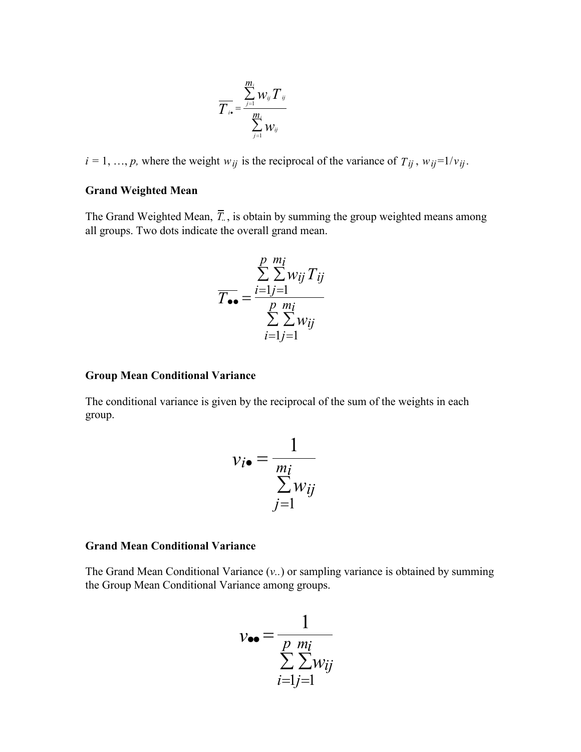$$\overline{T_{i\bullet}} = \frac{\sum_{j=1}^{m_i} w_{ij} T_{ij}}{\sum_{j=1}^{m_i} w_{ij}}$$

$i = 1, \ldots, p,$ where the weight $w_{ij}$ is the reciprocal of the variance of $T_{ij}$, $w_{ij}=1/v_{ij}$.

**Grand Weighted Mean**

The Grand Weighted Mean, $\overline{\overline{T}}_{..}$, is obtain by summing the group weighted means among all groups. Two dots indicate the overall grand mean.

$$\overline{T_{\bullet\bullet}} = \frac{\sum_{i=1}^{p} \sum_{j=1}^{m_i} w_{ij} T_{ij}}{\sum_{i=1}^{p} \sum_{j=1}^{m_i} w_{ij}}$$

**Group Mean Conditional Variance**

The conditional variance is given by the reciprocal of the sum of the weights in each group.

$$v_{i\bullet} = \frac{1}{\sum_{j=1}^{m_i} w_{ij}}$$

**Grand Mean Conditional Variance**

The Grand Mean Conditional Variance ($v_{..}$) or sampling variance is obtained by summing the Group Mean Conditional Variance among groups.

$$v_{\bullet\bullet} = \frac{1}{\sum_{i=1}^{p} \sum_{j=1}^{m_i} w_{ij}}$$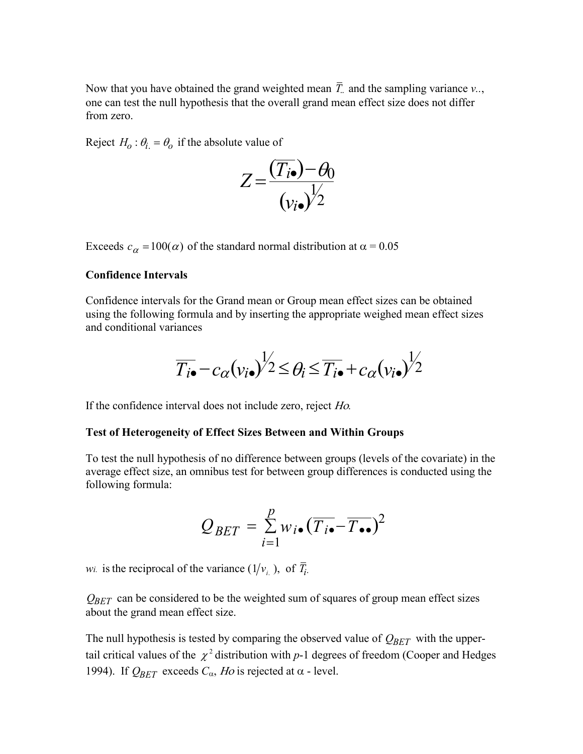Now that you have obtained the grand weighted mean $\overline{T}_{..}$ and the sampling variance $v_{..}$, one can test the null hypothesis that the overall grand mean effect size does not differ from zero.

Reject $H_o : \theta_{i.} = \theta_o$ if the absolute value of

$$Z = \frac{(\overline{T_{i\bullet}}) - \theta_0}{(v_{i\bullet})^{1/2}}$$

Exceeds $c_\alpha = 100(\alpha)$ of the standard normal distribution at $\alpha = 0.05$

**Confidence Intervals**

Confidence intervals for the Grand mean or Group mean effect sizes can be obtained using the following formula and by inserting the appropriate weighed mean effect sizes and conditional variances

$$\overline{T_{i\bullet}} - c_\alpha (v_{i\bullet})^{1/2} \leq \theta_i \leq \overline{T_{i\bullet}} + c_\alpha (v_{i\bullet})^{1/2}$$

If the confidence interval does not include zero, reject *Ho*.

**Test of Heterogeneity of Effect Sizes Between and Within Groups**

To test the null hypothesis of no difference between groups (levels of the covariate) in the average effect size, an omnibus test for between group differences is conducted using the following formula:

$$Q_{BET} = \sum_{i=1}^{p} w_{i\bullet} (\overline{T_{i\bullet}} - \overline{T_{\bullet\bullet}})^2$$

$w_{i.}$ is the reciprocal of the variance $(1/v_{i.})$, of $\overline{T}_{i.}$

$Q_{BET}$ can be considered to be the weighted sum of squares of group mean effect sizes about the grand mean effect size.

The null hypothesis is tested by comparing the observed value of $Q_{BET}$ with the upper-tail critical values of the $\chi^2$ distribution with $p$-1 degrees of freedom (Cooper and Hedges 1994). If $Q_{BET}$ exceeds $C_\alpha$, *Ho* is rejected at $\alpha$ - level.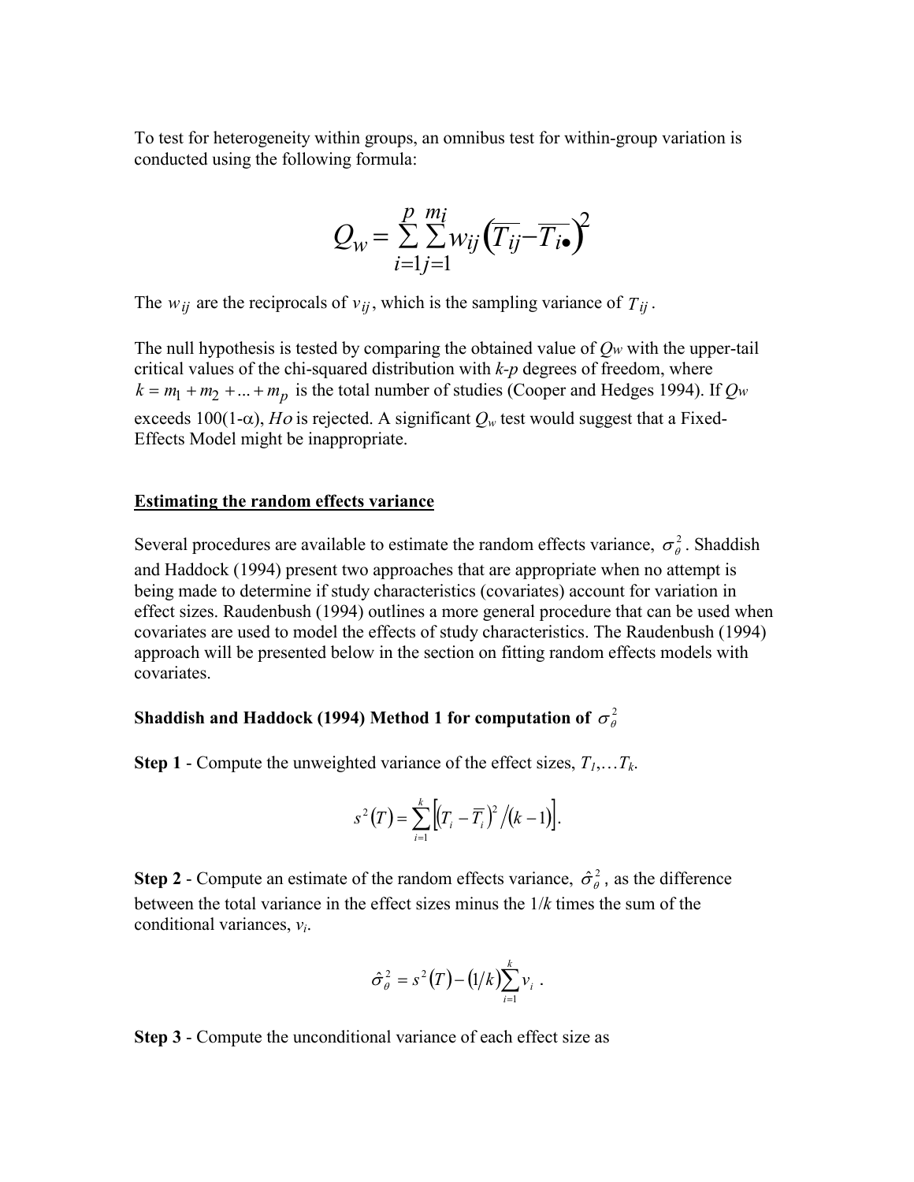To test for heterogeneity within groups, an omnibus test for within-group variation is conducted using the following formula:

$$Q_w = \sum_{i=1}^{p} \sum_{j=1}^{m_i} w_{ij} \left( \overline{T_{ij}} - \overline{T_{i\bullet}} \right)^2$$

The $w_{ij}$ are the reciprocals of $v_{ij}$, which is the sampling variance of $T_{ij}$.

The null hypothesis is tested by comparing the obtained value of $Q_w$ with the upper-tail critical values of the chi-squared distribution with $k$-$p$ degrees of freedom, where $k = m_1 + m_2 + ... + m_p$ is the total number of studies (Cooper and Hedges 1994). If $Q_w$ exceeds 100(1-α), *Ho* is rejected. A significant $Q_w$ test would suggest that a Fixed-Effects Model might be inappropriate.

**Estimating the random effects variance**

Several procedures are available to estimate the random effects variance, $\sigma_\theta^2$. Shaddish and Haddock (1994) present two approaches that are appropriate when no attempt is being made to determine if study characteristics (covariates) account for variation in effect sizes. Raudenbush (1994) outlines a more general procedure that can be used when covariates are used to model the effects of study characteristics. The Raudenbush (1994) approach will be presented below in the section on fitting random effects models with covariates.

**Shaddish and Haddock (1994) Method 1 for computation of $\sigma_\theta^2$**

**Step 1** - Compute the unweighted variance of the effect sizes, $T_1, \ldots T_k$.

$$s^2(T) = \sum_{i=1}^{k} \left[ \left( T_i - \overline{T}_i \right)^2 / (k-1) \right].$$

**Step 2** - Compute an estimate of the random effects variance, $\hat{\sigma}_\theta^2$, as the difference between the total variance in the effect sizes minus the 1/$k$ times the sum of the conditional variances, $v_i$.

$$\hat{\sigma}_\theta^2 = s^2(T) - (1/k) \sum_{i=1}^{k} v_i \ .$$

**Step 3** - Compute the unconditional variance of each effect size as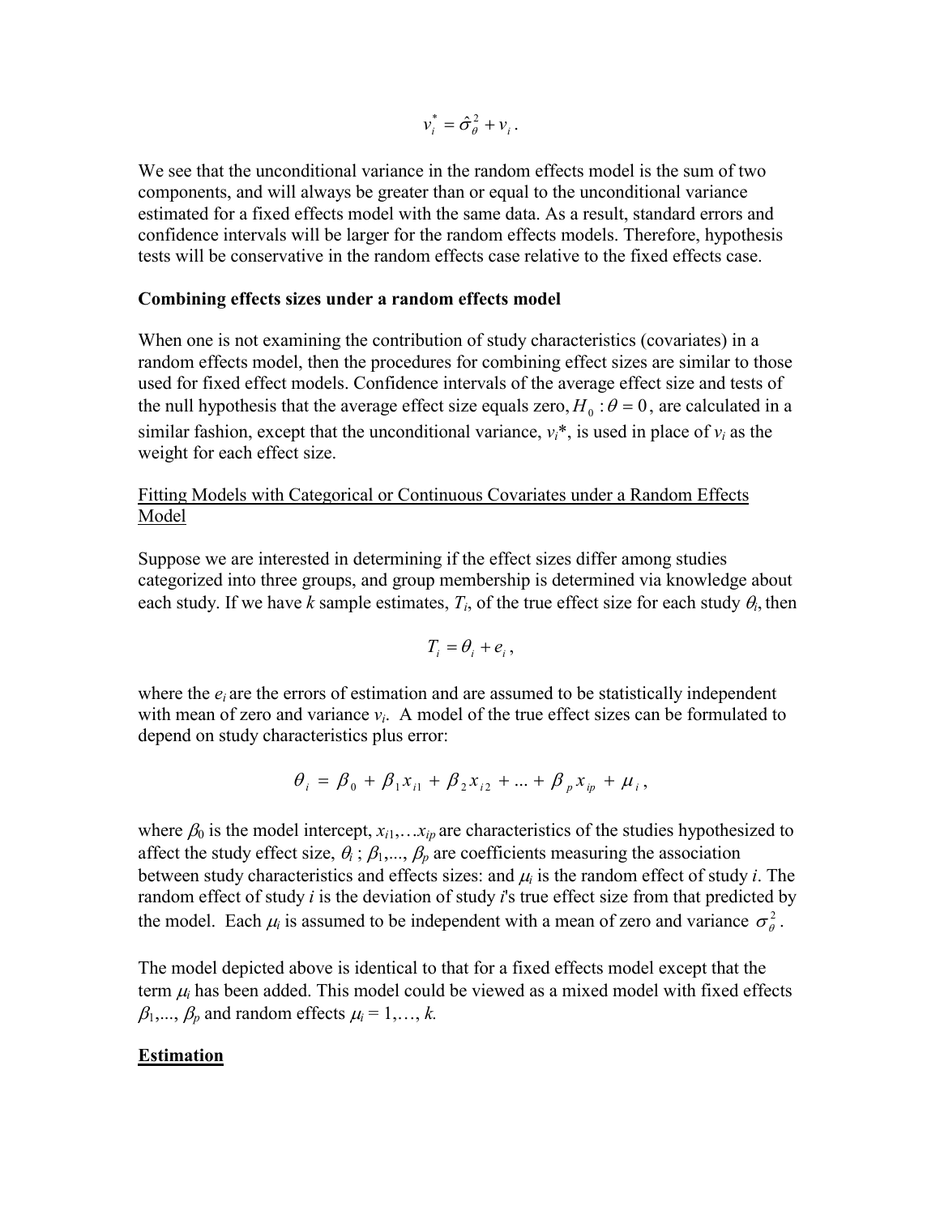$$v_i^* = \hat{\sigma}_\theta^2 + v_i \, .$$

We see that the unconditional variance in the random effects model is the sum of two components, and will always be greater than or equal to the unconditional variance estimated for a fixed effects model with the same data. As a result, standard errors and confidence intervals will be larger for the random effects models. Therefore, hypothesis tests will be conservative in the random effects case relative to the fixed effects case.

**Combining effects sizes under a random effects model**

When one is not examining the contribution of study characteristics (covariates) in a random effects model, then the procedures for combining effect sizes are similar to those used for fixed effect models. Confidence intervals of the average effect size and tests of the null hypothesis that the average effect size equals zero, $H_0 : \theta = 0$, are calculated in a similar fashion, except that the unconditional variance, $v_i$*, is used in place of $v_i$ as the weight for each effect size.

<u>Fitting Models with Categorical or Continuous Covariates under a Random Effects Model</u>

Suppose we are interested in determining if the effect sizes differ among studies categorized into three groups, and group membership is determined via knowledge about each study. If we have *k* sample estimates, $T_i$, of the true effect size for each study $\theta_i$, then

$$T_i = \theta_i + e_i \, ,$$

where the $e_i$ are the errors of estimation and are assumed to be statistically independent with mean of zero and variance $v_i$. A model of the true effect sizes can be formulated to depend on study characteristics plus error:

$$\theta_i = \beta_0 + \beta_1 x_{i1} + \beta_2 x_{i2} + ... + \beta_p x_{ip} + \mu_i \, ,$$

where $\beta_0$ is the model intercept, $x_{i1}, \ldots x_{ip}$ are characteristics of the studies hypothesized to affect the study effect size, $\theta_i$ ; $\beta_1, \ldots, \beta_p$ are coefficients measuring the association between study characteristics and effects sizes: and $\mu_i$ is the random effect of study *i*. The random effect of study *i* is the deviation of study *i*'s true effect size from that predicted by the model. Each $\mu_i$ is assumed to be independent with a mean of zero and variance $\sigma_\theta^2$.

The model depicted above is identical to that for a fixed effects model except that the term $\mu_i$ has been added. This model could be viewed as a mixed model with fixed effects $\beta_1, \ldots, \beta_p$ and random effects $\mu_i = 1, \ldots, k$.

**<u>Estimation</u>**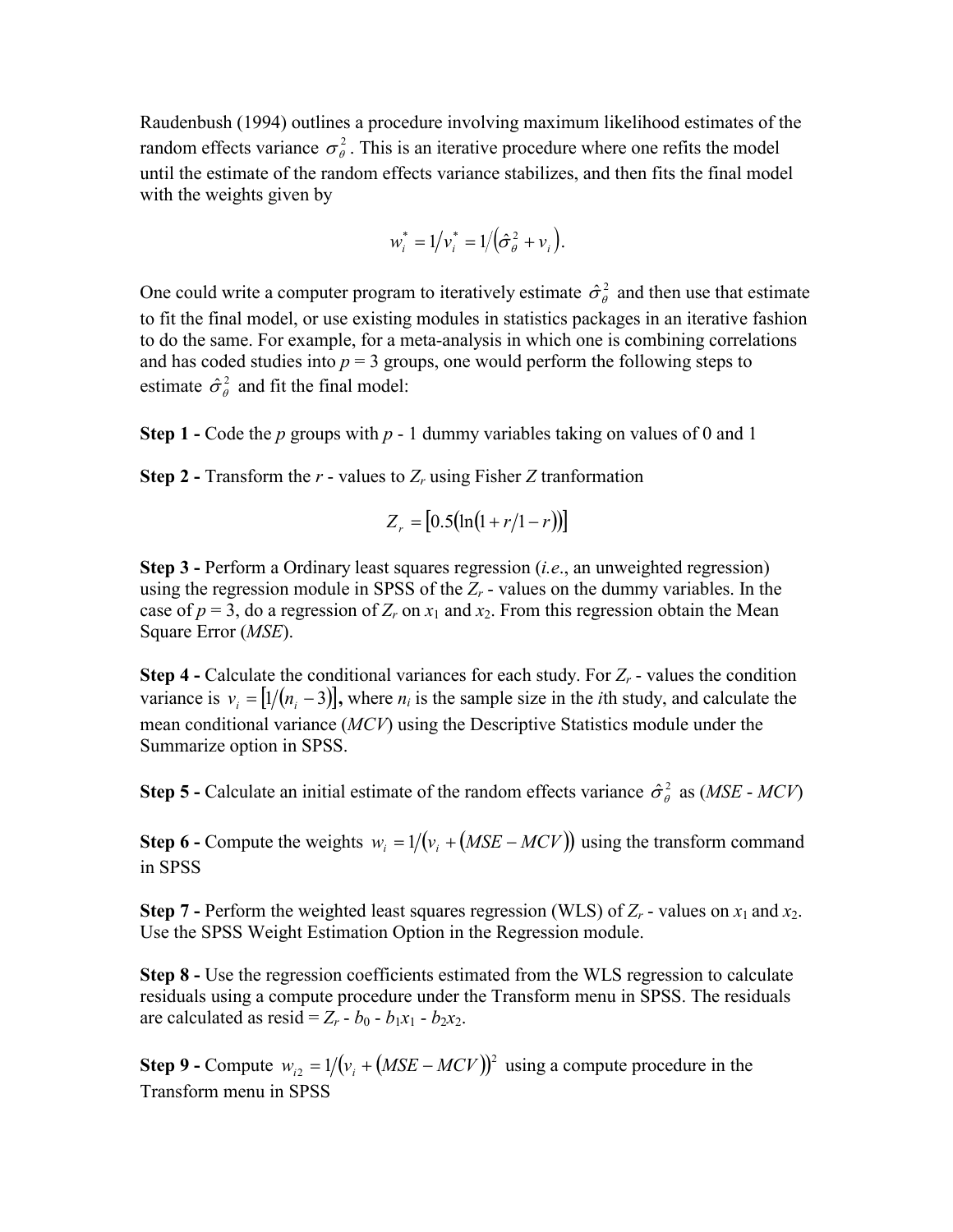Raudenbush (1994) outlines a procedure involving maximum likelihood estimates of the random effects variance $\sigma_\theta^2$. This is an iterative procedure where one refits the model until the estimate of the random effects variance stabilizes, and then fits the final model with the weights given by

$$w_i^* = 1/v_i^* = 1/\left(\hat{\sigma}_\theta^2 + v_i\right).$$

One could write a computer program to iteratively estimate $\hat{\sigma}_\theta^2$ and then use that estimate to fit the final model, or use existing modules in statistics packages in an iterative fashion to do the same. For example, for a meta-analysis in which one is combining correlations and has coded studies into $p = 3$ groups, one would perform the following steps to estimate $\hat{\sigma}_\theta^2$ and fit the final model:

**Step 1 -** Code the $p$ groups with $p$ - 1 dummy variables taking on values of 0 and 1

**Step 2 -** Transform the $r$ - values to $Z_r$ using Fisher $Z$ tranformation

$$Z_r = \left[0.5\left(\ln\left(1 + r/1 - r\right)\right)\right]$$

**Step 3 -** Perform a Ordinary least squares regression (*i.e.*, an unweighted regression) using the regression module in SPSS of the $Z_r$ - values on the dummy variables. In the case of $p = 3$, do a regression of $Z_r$ on $x_1$ and $x_2$. From this regression obtain the Mean Square Error (*MSE*).

**Step 4 -** Calculate the conditional variances for each study. For $Z_r$ - values the condition variance is $v_i = \left[1/\left(n_i - 3\right)\right]$**,** where $n_i$ is the sample size in the $i$th study, and calculate the mean conditional variance (*MCV*) using the Descriptive Statistics module under the Summarize option in SPSS.

**Step 5 -** Calculate an initial estimate of the random effects variance $\hat{\sigma}_\theta^2$ as (*MSE* - *MCV*)

**Step 6 -** Compute the weights $w_i = 1/\left(v_i + \left(MSE - MCV\right)\right)$ using the transform command in SPSS

**Step 7 -** Perform the weighted least squares regression (WLS) of $Z_r$ - values on $x_1$ and $x_2$. Use the SPSS Weight Estimation Option in the Regression module.

**Step 8 -** Use the regression coefficients estimated from the WLS regression to calculate residuals using a compute procedure under the Transform menu in SPSS. The residuals are calculated as resid = $Z_r$ - $b_0$ - $b_1x_1$ - $b_2x_2$.

**Step 9 -** Compute $w_{i2} = 1/\left(v_i + \left(MSE - MCV\right)\right)^2$ using a compute procedure in the Transform menu in SPSS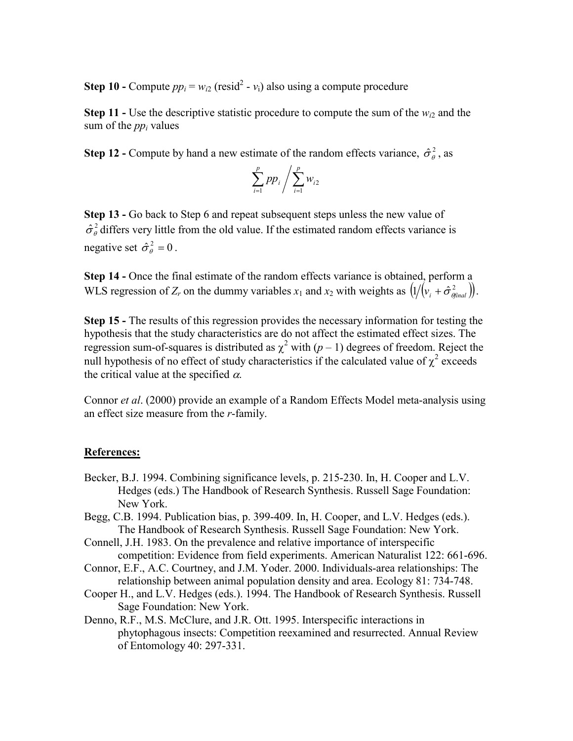**Step 10 -** Compute $pp_i = w_{i2}$ ($\text{resid}^2$ - $v_i$) also using a compute procedure

**Step 11 -** Use the descriptive statistic procedure to compute the sum of the $w_{i2}$ and the sum of the $pp_i$ values

**Step 12 -** Compute by hand a new estimate of the random effects variance, $\hat{\sigma}_\theta^2$, as

$$\sum_{i=1}^{p} pp_i \bigg/ \sum_{i=1}^{p} w_{i2}$$

**Step 13 -** Go back to Step 6 and repeat subsequent steps unless the new value of $\hat{\sigma}_\theta^2$ differs very little from the old value. If the estimated random effects variance is negative set $\hat{\sigma}_\theta^2 = 0$.

**Step 14 -** Once the final estimate of the random effects variance is obtained, perform a WLS regression of $Z_r$ on the dummy variables $x_1$ and $x_2$ with weights as $\left(1/\left(v_i + \hat{\sigma}_{\theta final}^2\right)\right)$.

**Step 15 -** The results of this regression provides the necessary information for testing the hypothesis that the study characteristics are do not affect the estimated effect sizes. The regression sum-of-squares is distributed as $\chi^2$ with $(p - 1)$ degrees of freedom. Reject the null hypothesis of no effect of study characteristics if the calculated value of $\chi^2$ exceeds the critical value at the specified $\alpha$.

Connor *et al*. (2000) provide an example of a Random Effects Model meta-analysis using an effect size measure from the *r*-family.

**References:**

Becker, B.J. 1994. Combining significance levels, p. 215-230. In, H. Cooper and L.V. Hedges (eds.) The Handbook of Research Synthesis. Russell Sage Foundation: New York.

Begg, C.B. 1994. Publication bias, p. 399-409. In, H. Cooper, and L.V. Hedges (eds.). The Handbook of Research Synthesis. Russell Sage Foundation: New York.

Connell, J.H. 1983. On the prevalence and relative importance of interspecific competition: Evidence from field experiments. American Naturalist 122: 661-696.

Connor, E.F., A.C. Courtney, and J.M. Yoder. 2000. Individuals-area relationships: The relationship between animal population density and area. Ecology 81: 734-748.

Cooper H., and L.V. Hedges (eds.). 1994. The Handbook of Research Synthesis. Russell Sage Foundation: New York.

Denno, R.F., M.S. McClure, and J.R. Ott. 1995. Interspecific interactions in phytophagous insects: Competition reexamined and resurrected. Annual Review of Entomology 40: 297-331.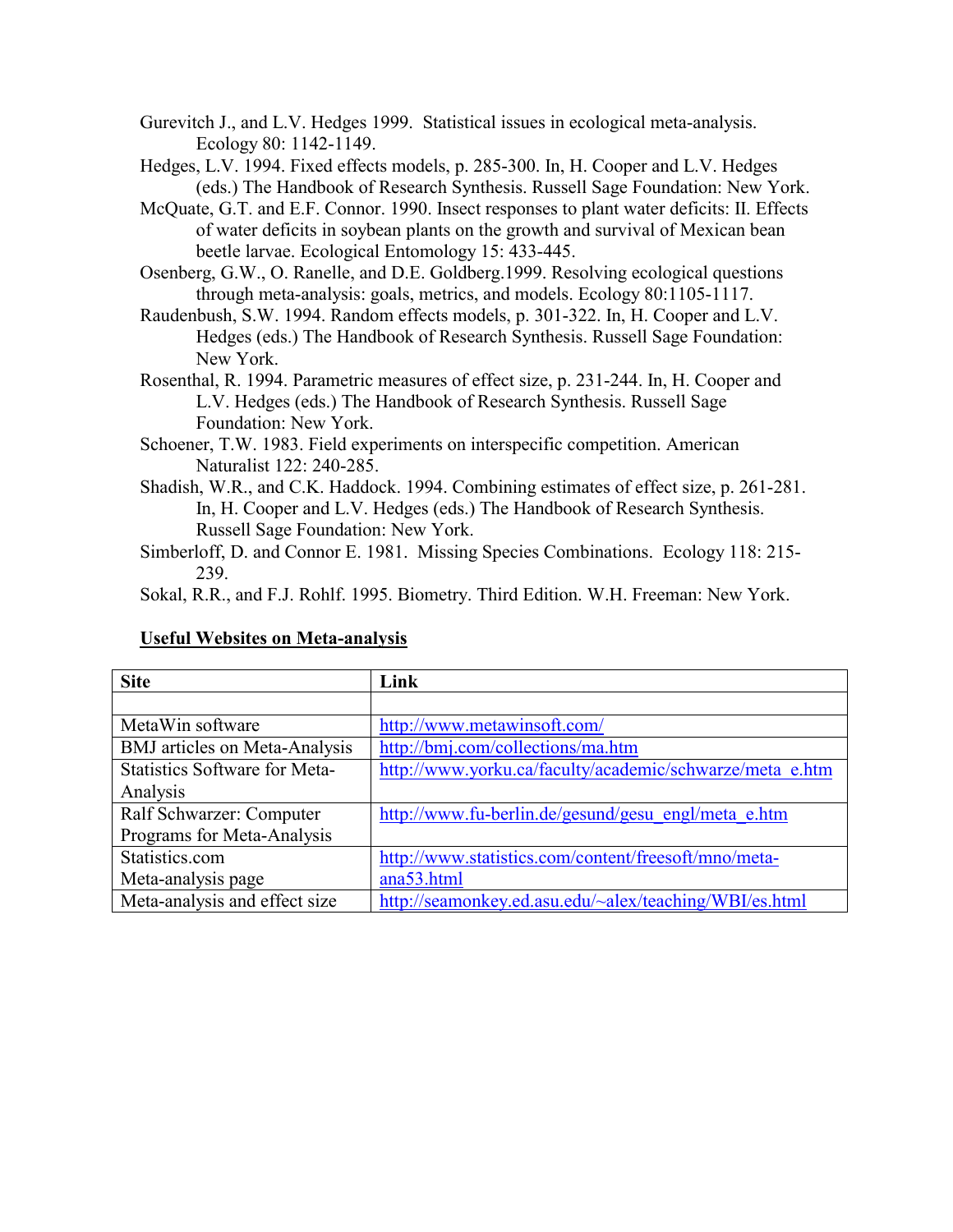Gurevitch J., and L.V. Hedges 1999. Statistical issues in ecological meta-analysis. Ecology 80: 1142-1149.

Hedges, L.V. 1994. Fixed effects models, p. 285-300. In, H. Cooper and L.V. Hedges (eds.) The Handbook of Research Synthesis. Russell Sage Foundation: New York.

McQuate, G.T. and E.F. Connor. 1990. Insect responses to plant water deficits: II. Effects of water deficits in soybean plants on the growth and survival of Mexican bean beetle larvae. Ecological Entomology 15: 433-445.

Osenberg, G.W., O. Ranelle, and D.E. Goldberg.1999. Resolving ecological questions through meta-analysis: goals, metrics, and models. Ecology 80:1105-1117.

Raudenbush, S.W. 1994. Random effects models, p. 301-322. In, H. Cooper and L.V. Hedges (eds.) The Handbook of Research Synthesis. Russell Sage Foundation: New York.

Rosenthal, R. 1994. Parametric measures of effect size, p. 231-244. In, H. Cooper and L.V. Hedges (eds.) The Handbook of Research Synthesis. Russell Sage Foundation: New York.

Schoener, T.W. 1983. Field experiments on interspecific competition. American Naturalist 122: 240-285.

Shadish, W.R., and C.K. Haddock. 1994. Combining estimates of effect size, p. 261-281. In, H. Cooper and L.V. Hedges (eds.) The Handbook of Research Synthesis. Russell Sage Foundation: New York.

Simberloff, D. and Connor E. 1981. Missing Species Combinations. Ecology 118: 215-239.

Sokal, R.R., and F.J. Rohlf. 1995. Biometry. Third Edition. W.H. Freeman: New York.

**Useful Websites on Meta-analysis**

| Site | Link |
|---|---|
| | |
| MetaWin software | http://www.metawinsoft.com/ |
| BMJ articles on Meta-Analysis | http://bmj.com/collections/ma.htm |
| Statistics Software for Meta-Analysis | http://www.yorku.ca/faculty/academic/schwarze/meta_e.htm |
| Ralf Schwarzer: Computer Programs for Meta-Analysis | http://www.fu-berlin.de/gesund/gesu_engl/meta_e.htm |
| Statistics.com Meta-analysis page | http://www.statistics.com/content/freesoft/mno/meta-ana53.html |
| Meta-analysis and effect size | http://seamonkey.ed.asu.edu/~alex/teaching/WBI/es.html |